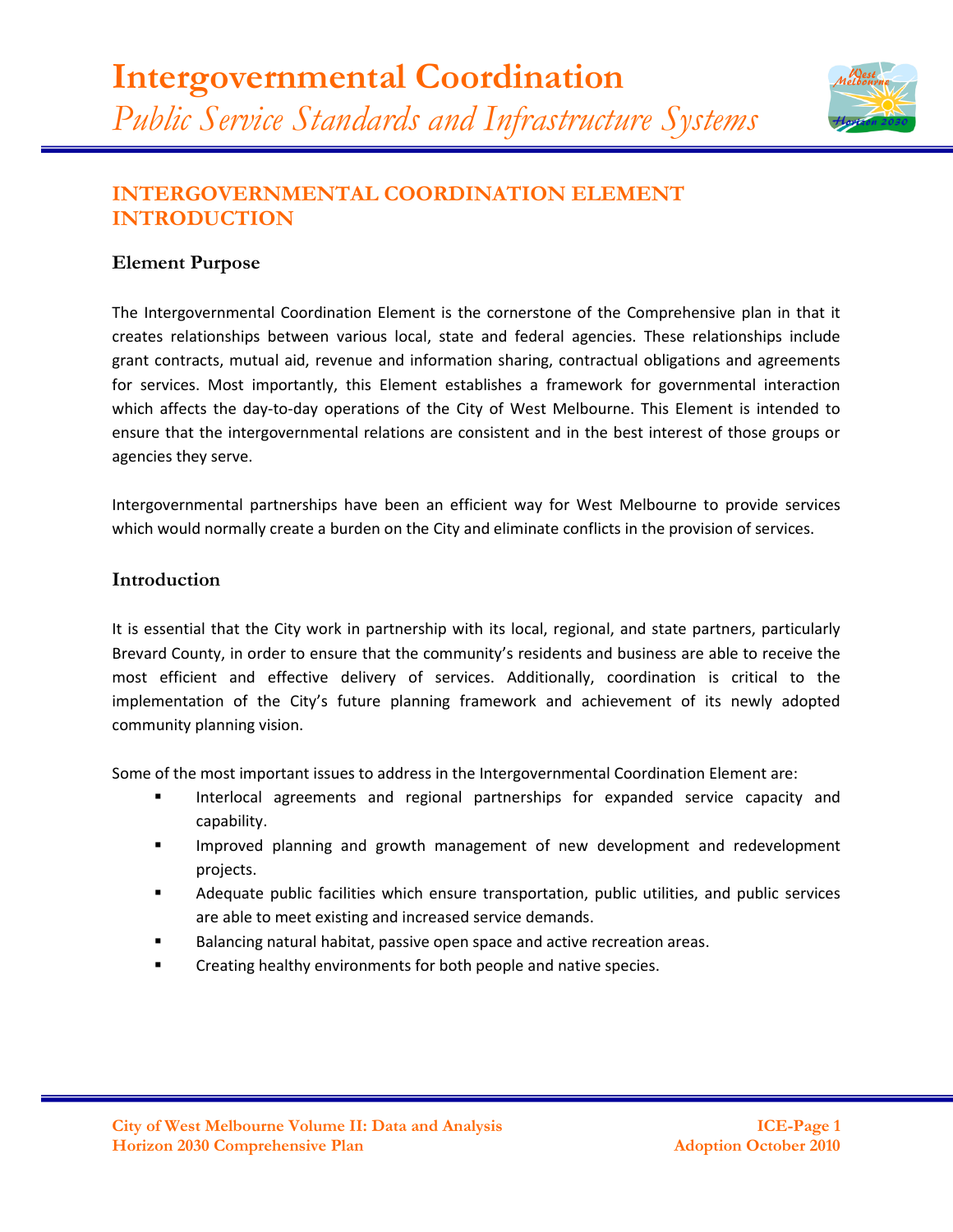# Intergovernmental Coordination

*Public Service Standards and Infrastructure Systems*

## INTERGOVERNMENTAL COORDINATION ELEMENT INTRODUCTION

### Element Purpose

The Intergovernmental Coordination Element is the cornerstone of the Comprehensive plan in that it creates relationships between various local, state and federal agencies. These relationships include grant contracts, mutual aid, revenue and information sharing, contractual obligations and agreements for services. Most importantly, this Element establishes a framework for governmental interaction which affects the day-to-day operations of the City of West Melbourne. This Element is intended to ensure that the intergovernmental relations are consistent and in the best interest of those groups or agencies they serve.

Intergovernmental partnerships have been an efficient way for West Melbourne to provide services which would normally create a burden on the City and eliminate conflicts in the provision of services.

### Introduction

It is essential that the City work in partnership with its local, regional, and state partners, particularly Brevard County, in order to ensure that the community's residents and business are able to receive the most efficient and effective delivery of services. Additionally, coordination is critical to the implementation of the City's future planning framework and achievement of its newly adopted community planning vision.

Some of the most important issues to address in the Intergovernmental Coordination Element are:

- Interlocal agreements and regional partnerships for expanded service capacity and capability.
- Improved planning and growth management of new development and redevelopment projects.
- Adequate public facilities which ensure transportation, public utilities, and public services are able to meet existing and increased service demands.
- Balancing natural habitat, passive open space and active recreation areas.
- Creating healthy environments for both people and native species.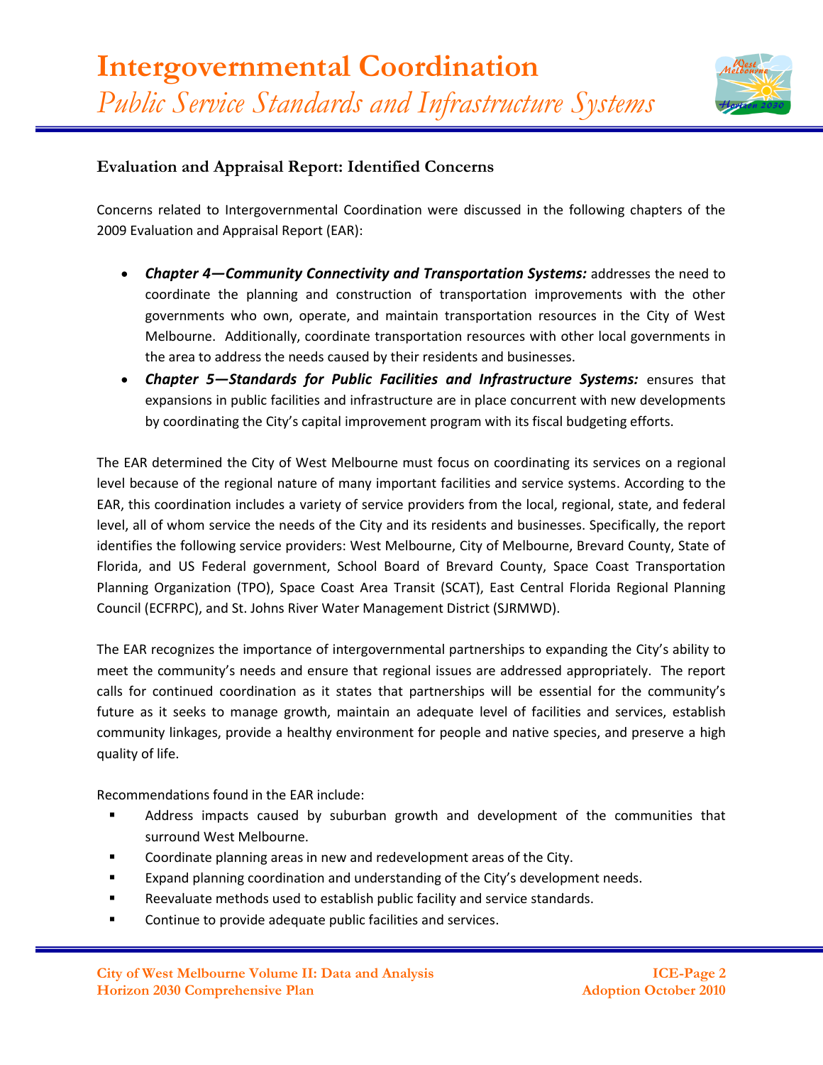## Evaluation and Appraisal Report: Identified Concerns

Concerns related to Intergovernmental Coordination were discussed in the following chapters of the 2009 Evaluation and Appraisal Report (EAR):

- ***Chapter 4—Community Connectivity and Transportation Systems:*** addresses the need to coordinate the planning and construction of transportation improvements with the other governments who own, operate, and maintain transportation resources in the City of West Melbourne. Additionally, coordinate transportation resources with other local governments in the area to address the needs caused by their residents and businesses.
- ***Chapter 5—Standards for Public Facilities and Infrastructure Systems:*** ensures that expansions in public facilities and infrastructure are in place concurrent with new developments by coordinating the City's capital improvement program with its fiscal budgeting efforts.

The EAR determined the City of West Melbourne must focus on coordinating its services on a regional level because of the regional nature of many important facilities and service systems. According to the EAR, this coordination includes a variety of service providers from the local, regional, state, and federal level, all of whom service the needs of the City and its residents and businesses. Specifically, the report identifies the following service providers: West Melbourne, City of Melbourne, Brevard County, State of Florida, and US Federal government, School Board of Brevard County, Space Coast Transportation Planning Organization (TPO), Space Coast Area Transit (SCAT), East Central Florida Regional Planning Council (ECFRPC), and St. Johns River Water Management District (SJRMWD).

The EAR recognizes the importance of intergovernmental partnerships to expanding the City's ability to meet the community's needs and ensure that regional issues are addressed appropriately. The report calls for continued coordination as it states that partnerships will be essential for the community's future as it seeks to manage growth, maintain an adequate level of facilities and services, establish community linkages, provide a healthy environment for people and native species, and preserve a high quality of life.

Recommendations found in the EAR include:

- Address impacts caused by suburban growth and development of the communities that surround West Melbourne.
- Coordinate planning areas in new and redevelopment areas of the City.
- Expand planning coordination and understanding of the City's development needs.
- Reevaluate methods used to establish public facility and service standards.
- Continue to provide adequate public facilities and services.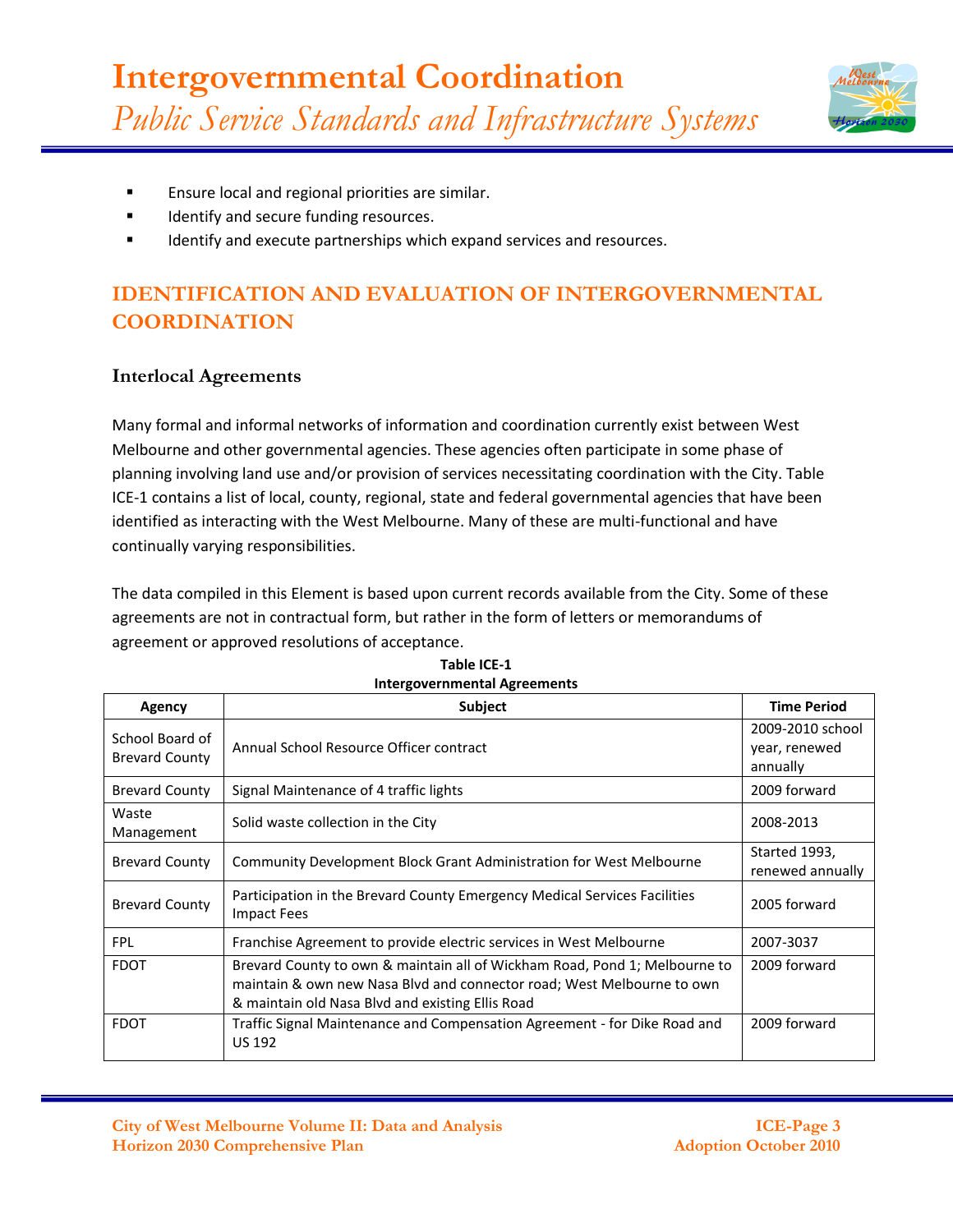- Ensure local and regional priorities are similar.
- Identify and secure funding resources.
- Identify and execute partnerships which expand services and resources.

## IDENTIFICATION AND EVALUATION OF INTERGOVERNMENTAL COORDINATION

### Interlocal Agreements

Many formal and informal networks of information and coordination currently exist between West Melbourne and other governmental agencies. These agencies often participate in some phase of planning involving land use and/or provision of services necessitating coordination with the City. Table ICE-1 contains a list of local, county, regional, state and federal governmental agencies that have been identified as interacting with the West Melbourne. Many of these are multi-functional and have continually varying responsibilities.

The data compiled in this Element is based upon current records available from the City. Some of these agreements are not in contractual form, but rather in the form of letters or memorandums of agreement or approved resolutions of acceptance.

**Table ICE-1**
**Intergovernmental Agreements**

| Agency | Subject | Time Period |
|---|---|---|
| School Board of Brevard County | Annual School Resource Officer contract | 2009-2010 school year, renewed annually |
| Brevard County | Signal Maintenance of 4 traffic lights | 2009 forward |
| Waste Management | Solid waste collection in the City | 2008-2013 |
| Brevard County | Community Development Block Grant Administration for West Melbourne | Started 1993, renewed annually |
| Brevard County | Participation in the Brevard County Emergency Medical Services Facilities Impact Fees | 2005 forward |
| FPL | Franchise Agreement to provide electric services in West Melbourne | 2007-3037 |
| FDOT | Brevard County to own & maintain all of Wickham Road, Pond 1; Melbourne to maintain & own new Nasa Blvd and connector road; West Melbourne to own & maintain old Nasa Blvd and existing Ellis Road | 2009 forward |
| FDOT | Traffic Signal Maintenance and Compensation Agreement - for Dike Road and US 192 | 2009 forward |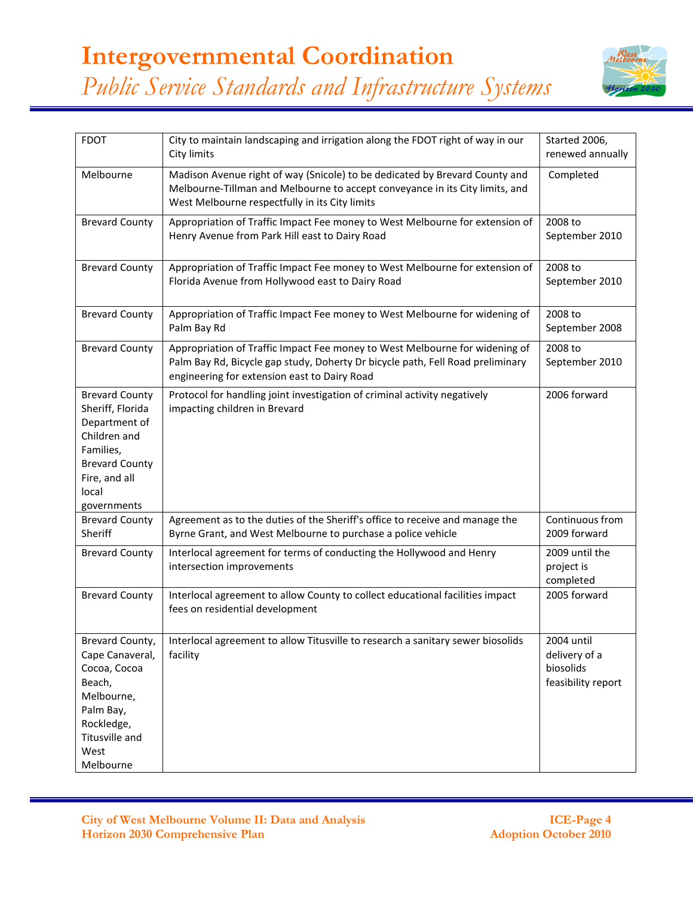# Intergovernmental Coordination

*Public Service Standards and Infrastructure Systems*

| | | |
|---|---|---|
| FDOT | City to maintain landscaping and irrigation along the FDOT right of way in our City limits | Started 2006, renewed annually |
| Melbourne | Madison Avenue right of way (Snicole) to be dedicated by Brevard County and Melbourne-Tillman and Melbourne to accept conveyance in its City limits, and West Melbourne respectfully in its City limits | Completed |
| Brevard County | Appropriation of Traffic Impact Fee money to West Melbourne for extension of Henry Avenue from Park Hill east to Dairy Road | 2008 to September 2010 |
| Brevard County | Appropriation of Traffic Impact Fee money to West Melbourne for extension of Florida Avenue from Hollywood east to Dairy Road | 2008 to September 2010 |
| Brevard County | Appropriation of Traffic Impact Fee money to West Melbourne for widening of Palm Bay Rd | 2008 to September 2008 |
| Brevard County | Appropriation of Traffic Impact Fee money to West Melbourne for widening of Palm Bay Rd, Bicycle gap study, Doherty Dr bicycle path, Fell Road preliminary engineering for extension east to Dairy Road | 2008 to September 2010 |
| Brevard County Sheriff, Florida Department of Children and Families, Brevard County Fire, and all local governments | Protocol for handling joint investigation of criminal activity negatively impacting children in Brevard | 2006 forward |
| Brevard County Sheriff | Agreement as to the duties of the Sheriff's office to receive and manage the Byrne Grant, and West Melbourne to purchase a police vehicle | Continuous from 2009 forward |
| Brevard County | Interlocal agreement for terms of conducting the Hollywood and Henry intersection improvements | 2009 until the project is completed |
| Brevard County | Interlocal agreement to allow County to collect educational facilities impact fees on residential development | 2005 forward |
| Brevard County, Cape Canaveral, Cocoa, Cocoa Beach, Melbourne, Palm Bay, Rockledge, Titusville and West Melbourne | Interlocal agreement to allow Titusville to research a sanitary sewer biosolids facility | 2004 until delivery of a biosolids feasibility report |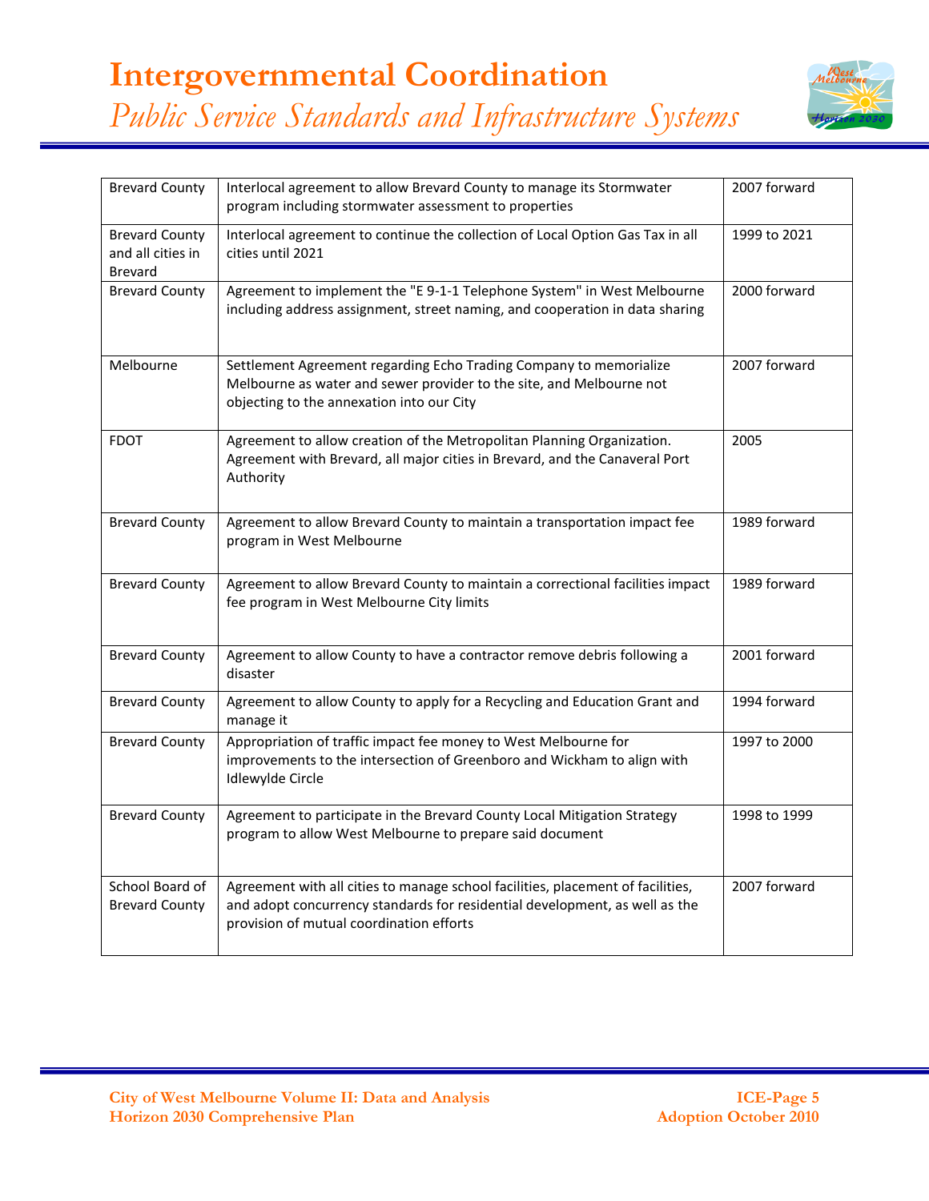# Intergovernmental Coordination

*Public Service Standards and Infrastructure Systems*

| | | |
|---|---|---|
| Brevard County | Interlocal agreement to allow Brevard County to manage its Stormwater program including stormwater assessment to properties | 2007 forward |
| Brevard County and all cities in Brevard | Interlocal agreement to continue the collection of Local Option Gas Tax in all cities until 2021 | 1999 to 2021 |
| Brevard County | Agreement to implement the "E 9-1-1 Telephone System" in West Melbourne including address assignment, street naming, and cooperation in data sharing | 2000 forward |
| Melbourne | Settlement Agreement regarding Echo Trading Company to memorialize Melbourne as water and sewer provider to the site, and Melbourne not objecting to the annexation into our City | 2007 forward |
| FDOT | Agreement to allow creation of the Metropolitan Planning Organization. Agreement with Brevard, all major cities in Brevard, and the Canaveral Port Authority | 2005 |
| Brevard County | Agreement to allow Brevard County to maintain a transportation impact fee program in West Melbourne | 1989 forward |
| Brevard County | Agreement to allow Brevard County to maintain a correctional facilities impact fee program in West Melbourne City limits | 1989 forward |
| Brevard County | Agreement to allow County to have a contractor remove debris following a disaster | 2001 forward |
| Brevard County | Agreement to allow County to apply for a Recycling and Education Grant and manage it | 1994 forward |
| Brevard County | Appropriation of traffic impact fee money to West Melbourne for improvements to the intersection of Greenboro and Wickham to align with Idlewylde Circle | 1997 to 2000 |
| Brevard County | Agreement to participate in the Brevard County Local Mitigation Strategy program to allow West Melbourne to prepare said document | 1998 to 1999 |
| School Board of Brevard County | Agreement with all cities to manage school facilities, placement of facilities, and adopt concurrency standards for residential development, as well as the provision of mutual coordination efforts | 2007 forward |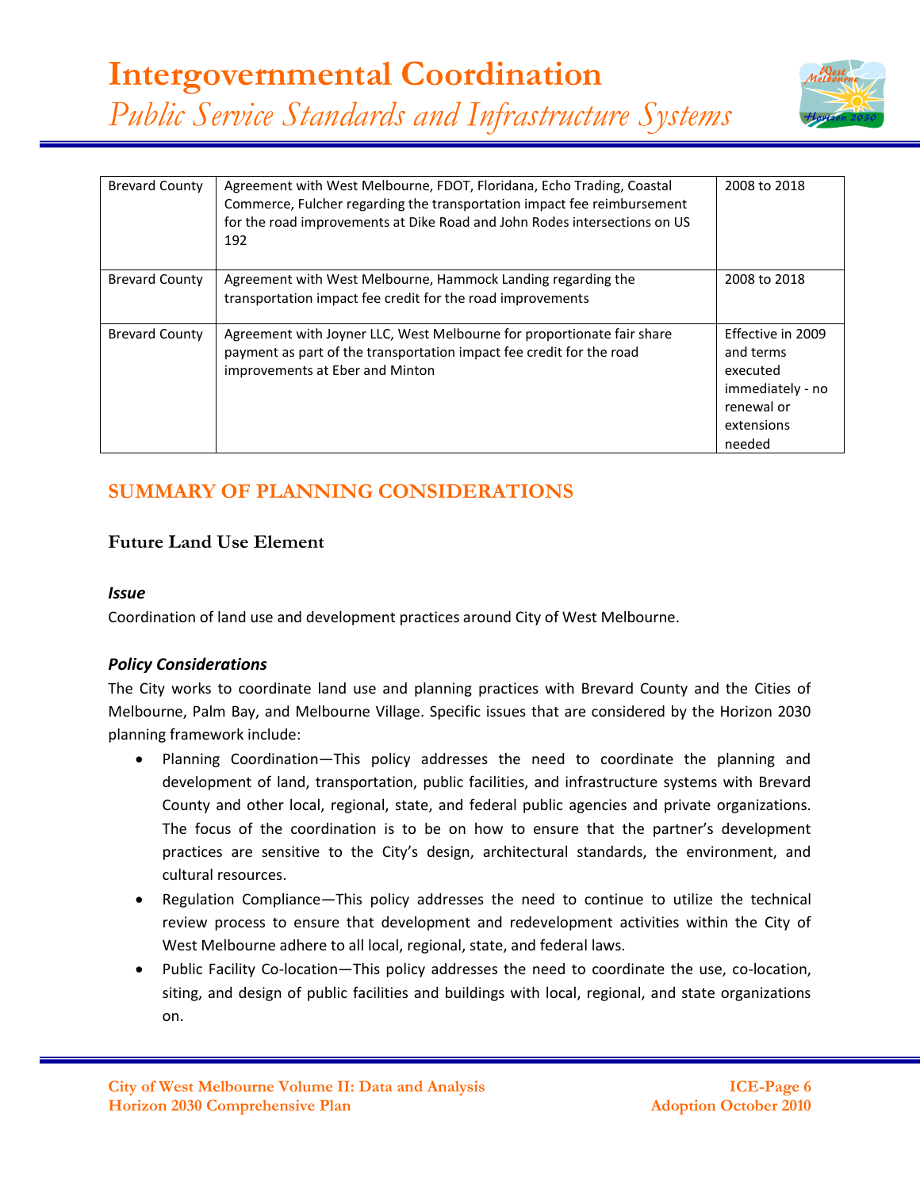| Brevard County | Agreement with West Melbourne, FDOT, Floridana, Echo Trading, Coastal Commerce, Fulcher regarding the transportation impact fee reimbursement for the road improvements at Dike Road and John Rodes intersections on US 192 | 2008 to 2018 |
|---|---|---|
| Brevard County | Agreement with West Melbourne, Hammock Landing regarding the transportation impact fee credit for the road improvements | 2008 to 2018 |
| Brevard County | Agreement with Joyner LLC, West Melbourne for proportionate fair share payment as part of the transportation impact fee credit for the road improvements at Eber and Minton | Effective in 2009 and terms executed immediately - no renewal or extensions needed |

## SUMMARY OF PLANNING CONSIDATIONS

### Future Land Use Element

#### *Issue*

Coordination of land use and development practices around City of West Melbourne.

#### *Policy Considerations*

The City works to coordinate land use and planning practices with Brevard County and the Cities of Melbourne, Palm Bay, and Melbourne Village. Specific issues that are considered by the Horizon 2030 planning framework include:

- Planning Coordination—This policy addresses the need to coordinate the planning and development of land, transportation, public facilities, and infrastructure systems with Brevard County and other local, regional, state, and federal public agencies and private organizations. The focus of the coordination is to be on how to ensure that the partner's development practices are sensitive to the City's design, architectural standards, the environment, and cultural resources.
- Regulation Compliance—This policy addresses the need to continue to utilize the technical review process to ensure that development and redevelopment activities within the City of West Melbourne adhere to all local, regional, state, and federal laws.
- Public Facility Co-location—This policy addresses the need to coordinate the use, co-location, siting, and design of public facilities and buildings with local, regional, and state organizations on.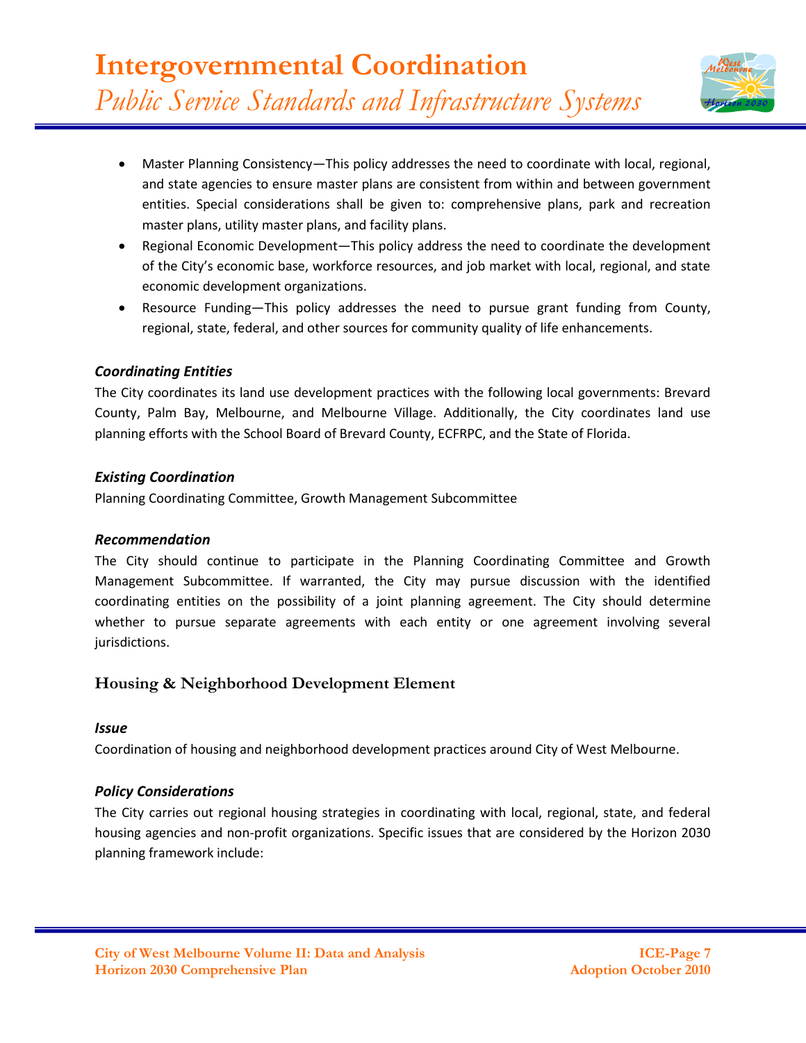- Master Planning Consistency—This policy addresses the need to coordinate with local, regional, and state agencies to ensure master plans are consistent from within and between government entities. Special considerations shall be given to: comprehensive plans, park and recreation master plans, utility master plans, and facility plans.
- Regional Economic Development—This policy address the need to coordinate the development of the City's economic base, workforce resources, and job market with local, regional, and state economic development organizations.
- Resource Funding—This policy addresses the need to pursue grant funding from County, regional, state, federal, and other sources for community quality of life enhancements.

### *Coordinating Entities*

The City coordinates its land use development practices with the following local governments: Brevard County, Palm Bay, Melbourne, and Melbourne Village. Additionally, the City coordinates land use planning efforts with the School Board of Brevard County, ECFRPC, and the State of Florida.

### *Existing Coordination*

Planning Coordinating Committee, Growth Management Subcommittee

### *Recommendation*

The City should continue to participate in the Planning Coordinating Committee and Growth Management Subcommittee. If warranted, the City may pursue discussion with the identified coordinating entities on the possibility of a joint planning agreement. The City should determine whether to pursue separate agreements with each entity or one agreement involving several jurisdictions.

## Housing & Neighborhood Development Element

### *Issue*

Coordination of housing and neighborhood development practices around City of West Melbourne.

### *Policy Considerations*

The City carries out regional housing strategies in coordinating with local, regional, state, and federal housing agencies and non-profit organizations. Specific issues that are considered by the Horizon 2030 planning framework include: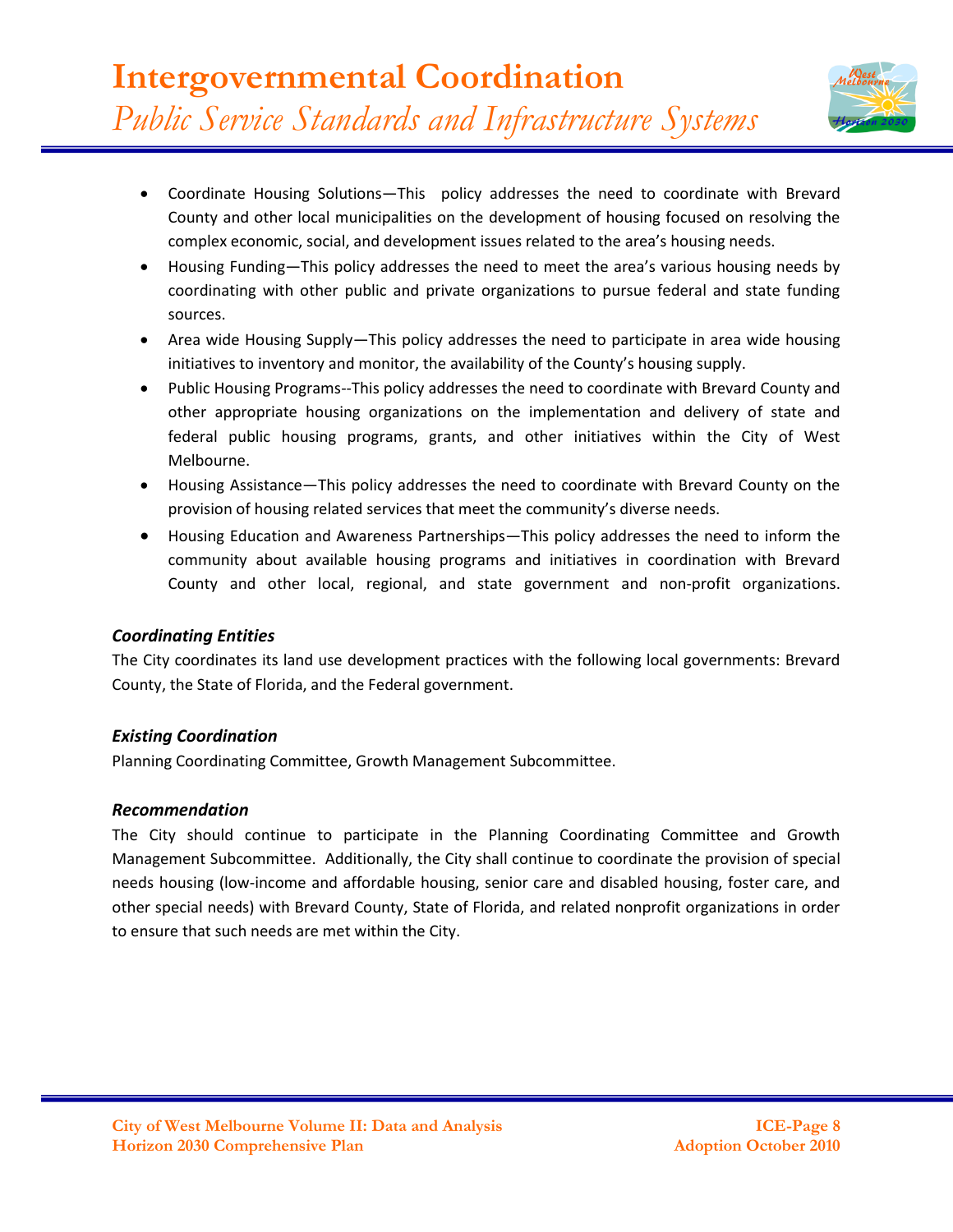- Coordinate Housing Solutions—This policy addresses the need to coordinate with Brevard County and other local municipalities on the development of housing focused on resolving the complex economic, social, and development issues related to the area's housing needs.
- Housing Funding—This policy addresses the need to meet the area's various housing needs by coordinating with other public and private organizations to pursue federal and state funding sources.
- Area wide Housing Supply—This policy addresses the need to participate in area wide housing initiatives to inventory and monitor, the availability of the County's housing supply.
- Public Housing Programs--This policy addresses the need to coordinate with Brevard County and other appropriate housing organizations on the implementation and delivery of state and federal public housing programs, grants, and other initiatives within the City of West Melbourne.
- Housing Assistance—This policy addresses the need to coordinate with Brevard County on the provision of housing related services that meet the community's diverse needs.
- Housing Education and Awareness Partnerships—This policy addresses the need to inform the community about available housing programs and initiatives in coordination with Brevard County and other local, regional, and state government and non-profit organizations.

### *Coordinating Entities*

The City coordinates its land use development practices with the following local governments: Brevard County, the State of Florida, and the Federal government.

### *Existing Coordination*

Planning Coordinating Committee, Growth Management Subcommittee.

### *Recommendation*

The City should continue to participate in the Planning Coordinating Committee and Growth Management Subcommittee. Additionally, the City shall continue to coordinate the provision of special needs housing (low-income and affordable housing, senior care and disabled housing, foster care, and other special needs) with Brevard County, State of Florida, and related nonprofit organizations in order to ensure that such needs are met within the City.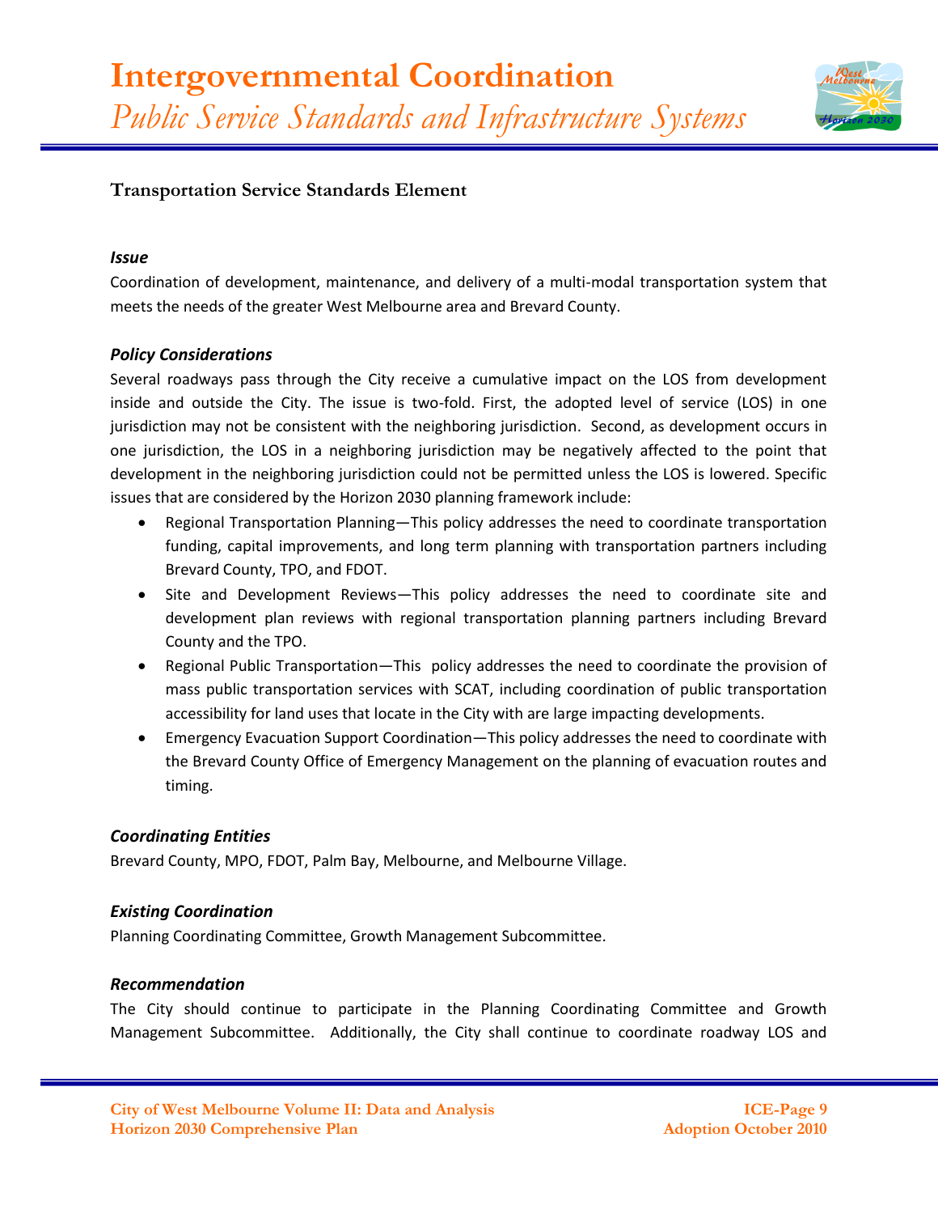# Intergovernmental Coordination

*Public Service Standards and Infrastructure Systems*

## Transportation Service Standards Element

### *Issue*

Coordination of development, maintenance, and delivery of a multi-modal transportation system that meets the needs of the greater West Melbourne area and Brevard County.

### *Policy Considerations*

Several roadways pass through the City receive a cumulative impact on the LOS from development inside and outside the City. The issue is two-fold. First, the adopted level of service (LOS) in one jurisdiction may not be consistent with the neighboring jurisdiction. Second, as development occurs in one jurisdiction, the LOS in a neighboring jurisdiction may be negatively affected to the point that development in the neighboring jurisdiction could not be permitted unless the LOS is lowered. Specific issues that are considered by the Horizon 2030 planning framework include:

- Regional Transportation Planning—This policy addresses the need to coordinate transportation funding, capital improvements, and long term planning with transportation partners including Brevard County, TPO, and FDOT.
- Site and Development Reviews—This policy addresses the need to coordinate site and development plan reviews with regional transportation planning partners including Brevard County and the TPO.
- Regional Public Transportation—This policy addresses the need to coordinate the provision of mass public transportation services with SCAT, including coordination of public transportation accessibility for land uses that locate in the City with are large impacting developments.
- Emergency Evacuation Support Coordination—This policy addresses the need to coordinate with the Brevard County Office of Emergency Management on the planning of evacuation routes and timing.

### *Coordinating Entities*

Brevard County, MPO, FDOT, Palm Bay, Melbourne, and Melbourne Village.

### *Existing Coordination*

Planning Coordinating Committee, Growth Management Subcommittee.

### *Recommendation*

The City should continue to participate in the Planning Coordinating Committee and Growth Management Subcommittee. Additionally, the City shall continue to coordinate roadway LOS and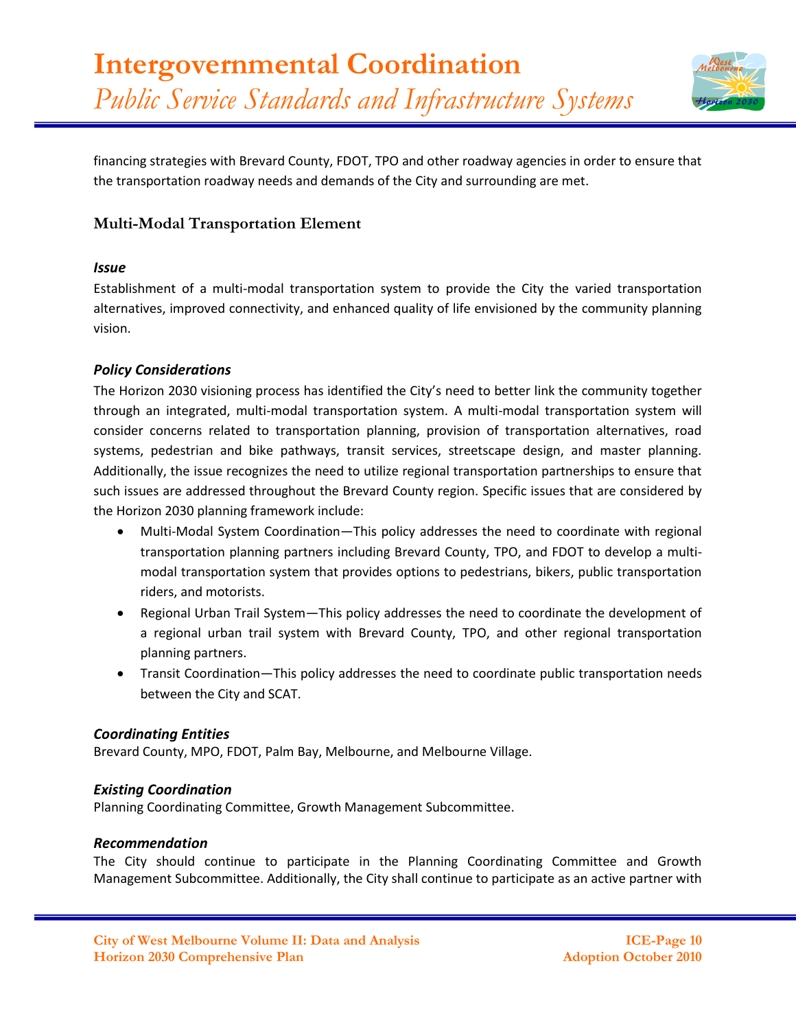financing strategies with Brevard County, FDOT, TPO and other roadway agencies in order to ensure that the transportation roadway needs and demands of the City and surrounding are met.

### Multi-Modal Transportation Element

#### *Issue*

Establishment of a multi-modal transportation system to provide the City the varied transportation alternatives, improved connectivity, and enhanced quality of life envisioned by the community planning vision.

#### *Policy Considerations*

The Horizon 2030 visioning process has identified the City's need to better link the community together through an integrated, multi-modal transportation system. A multi-modal transportation system will consider concerns related to transportation planning, provision of transportation alternatives, road systems, pedestrian and bike pathways, transit services, streetscape design, and master planning. Additionally, the issue recognizes the need to utilize regional transportation partnerships to ensure that such issues are addressed throughout the Brevard County region. Specific issues that are considered by the Horizon 2030 planning framework include:

- Multi-Modal System Coordination—This policy addresses the need to coordinate with regional transportation planning partners including Brevard County, TPO, and FDOT to develop a multi-modal transportation system that provides options to pedestrians, bikers, public transportation riders, and motorists.
- Regional Urban Trail System—This policy addresses the need to coordinate the development of a regional urban trail system with Brevard County, TPO, and other regional transportation planning partners.
- Transit Coordination—This policy addresses the need to coordinate public transportation needs between the City and SCAT.

#### *Coordinating Entities*

Brevard County, MPO, FDOT, Palm Bay, Melbourne, and Melbourne Village.

#### *Existing Coordination*

Planning Coordinating Committee, Growth Management Subcommittee.

#### *Recommendation*

The City should continue to participate in the Planning Coordinating Committee and Growth Management Subcommittee. Additionally, the City shall continue to participate as an active partner with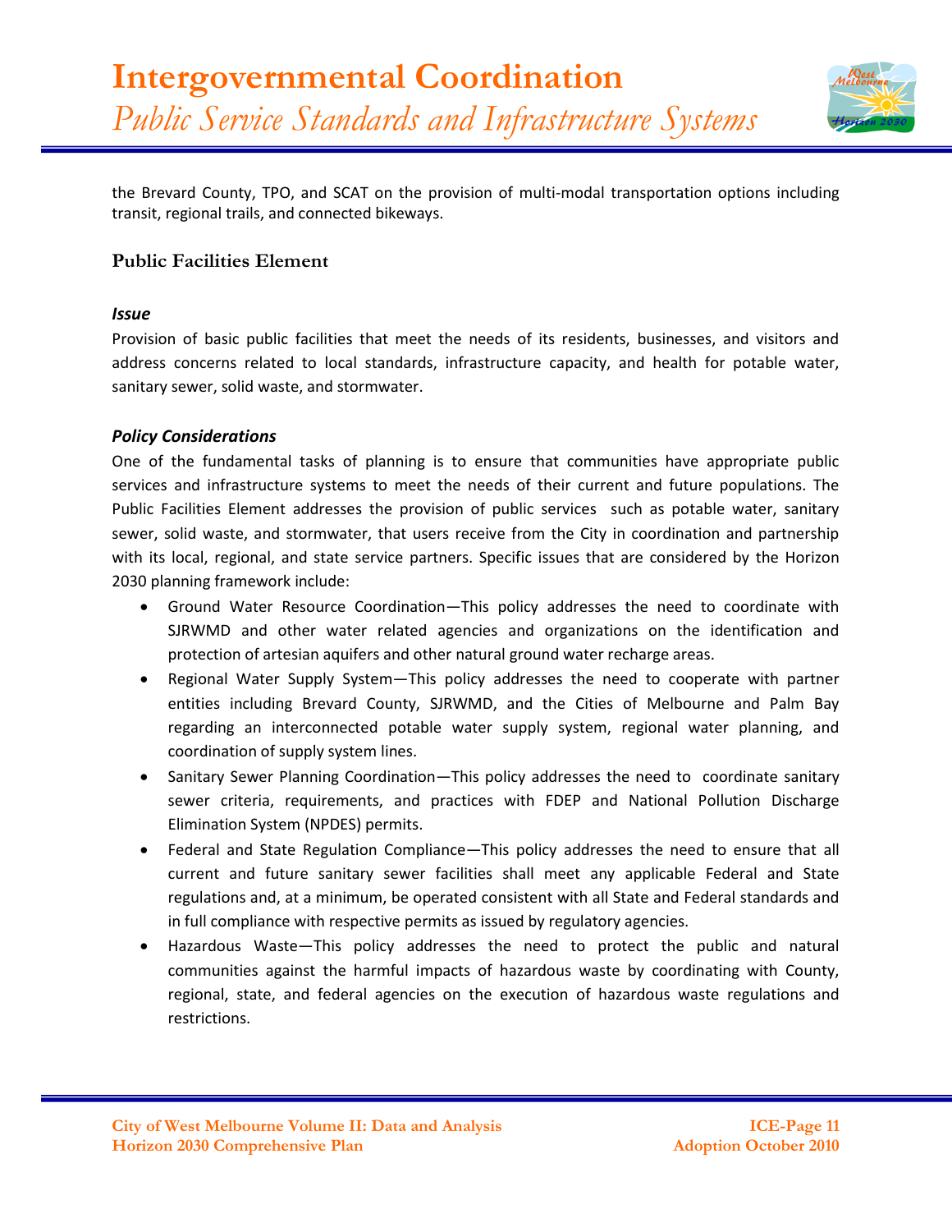the Brevard County, TPO, and SCAT on the provision of multi-modal transportation options including transit, regional trails, and connected bikeways.

### Public Facilities Element

#### *Issue*

Provision of basic public facilities that meet the needs of its residents, businesses, and visitors and address concerns related to local standards, infrastructure capacity, and health for potable water, sanitary sewer, solid waste, and stormwater.

#### *Policy Considerations*

One of the fundamental tasks of planning is to ensure that communities have appropriate public services and infrastructure systems to meet the needs of their current and future populations. The Public Facilities Element addresses the provision of public services such as potable water, sanitary sewer, solid waste, and stormwater, that users receive from the City in coordination and partnership with its local, regional, and state service partners. Specific issues that are considered by the Horizon 2030 planning framework include:

- Ground Water Resource Coordination—This policy addresses the need to coordinate with SJRWMD and other water related agencies and organizations on the identification and protection of artesian aquifers and other natural ground water recharge areas.
- Regional Water Supply System—This policy addresses the need to cooperate with partner entities including Brevard County, SJRWMD, and the Cities of Melbourne and Palm Bay regarding an interconnected potable water supply system, regional water planning, and coordination of supply system lines.
- Sanitary Sewer Planning Coordination—This policy addresses the need to coordinate sanitary sewer criteria, requirements, and practices with FDEP and National Pollution Discharge Elimination System (NPDES) permits.
- Federal and State Regulation Compliance—This policy addresses the need to ensure that all current and future sanitary sewer facilities shall meet any applicable Federal and State regulations and, at a minimum, be operated consistent with all State and Federal standards and in full compliance with respective permits as issued by regulatory agencies.
- Hazardous Waste—This policy addresses the need to protect the public and natural communities against the harmful impacts of hazardous waste by coordinating with County, regional, state, and federal agencies on the execution of hazardous waste regulations and restrictions.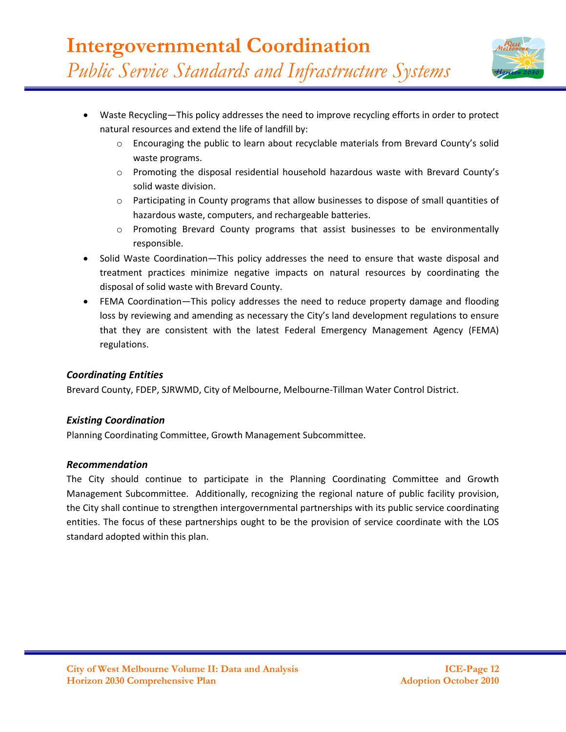- Waste Recycling—This policy addresses the need to improve recycling efforts in order to protect natural resources and extend the life of landfill by:
    - Encouraging the public to learn about recyclable materials from Brevard County's solid waste programs.
    - Promoting the disposal residential household hazardous waste with Brevard County's solid waste division.
    - Participating in County programs that allow businesses to dispose of small quantities of hazardous waste, computers, and rechargeable batteries.
    - Promoting Brevard County programs that assist businesses to be environmentally responsible.
- Solid Waste Coordination—This policy addresses the need to ensure that waste disposal and treatment practices minimize negative impacts on natural resources by coordinating the disposal of solid waste with Brevard County.
- FEMA Coordination—This policy addresses the need to reduce property damage and flooding loss by reviewing and amending as necessary the City's land development regulations to ensure that they are consistent with the latest Federal Emergency Management Agency (FEMA) regulations.

### *Coordinating Entities*

Brevard County, FDEP, SJRWMD, City of Melbourne, Melbourne-Tillman Water Control District.

### *Existing Coordination*

Planning Coordinating Committee, Growth Management Subcommittee.

### *Recommendation*

The City should continue to participate in the Planning Coordinating Committee and Growth Management Subcommittee. Additionally, recognizing the regional nature of public facility provision, the City shall continue to strengthen intergovernmental partnerships with its public service coordinating entities. The focus of these partnerships ought to be the provision of service coordinate with the LOS standard adopted within this plan.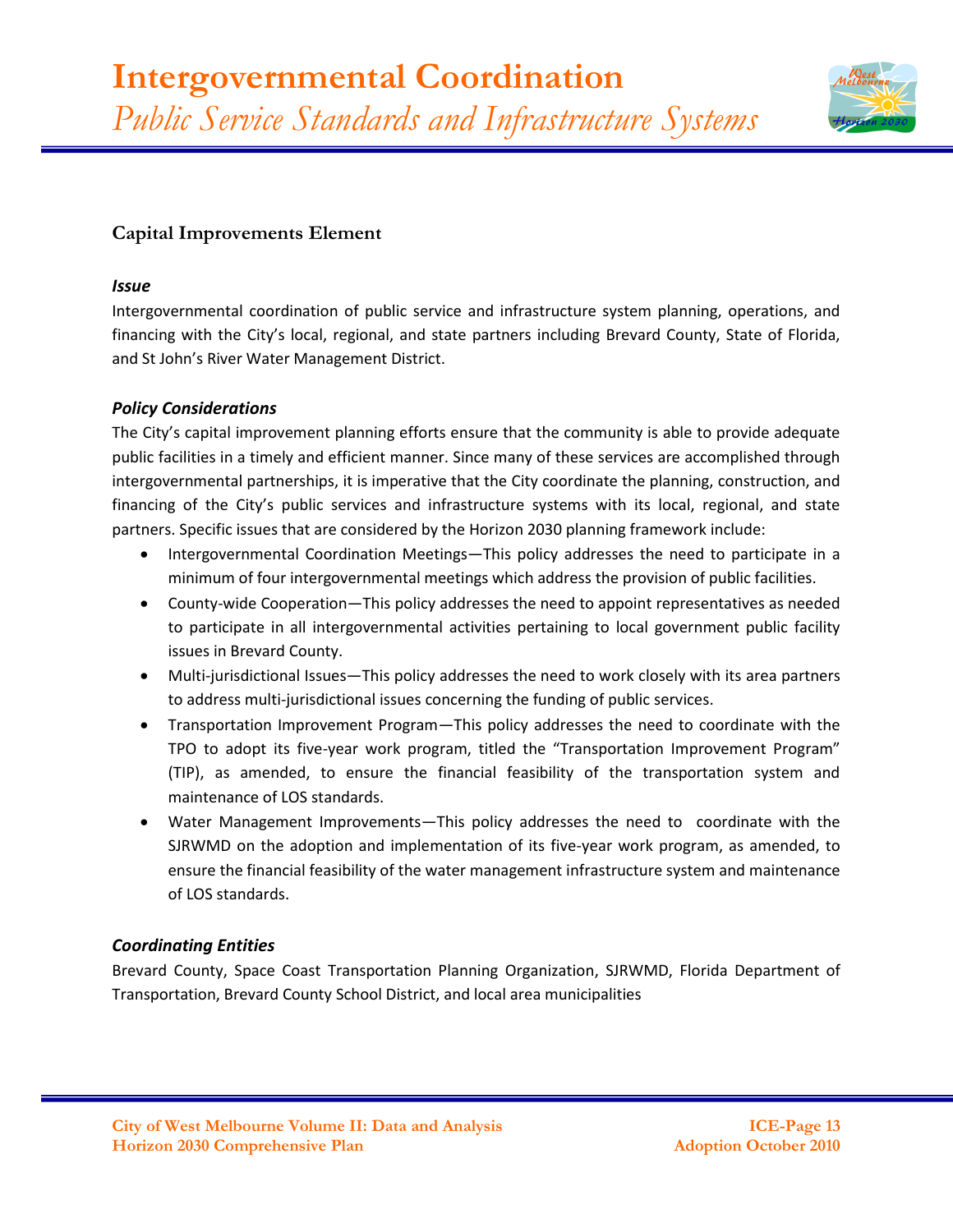## Capital Improvements Element

### *Issue*

Intergovernmental coordination of public service and infrastructure system planning, operations, and financing with the City's local, regional, and state partners including Brevard County, State of Florida, and St John's River Water Management District.

### *Policy Considerations*

The City's capital improvement planning efforts ensure that the community is able to provide adequate public facilities in a timely and efficient manner. Since many of these services are accomplished through intergovernmental partnerships, it is imperative that the City coordinate the planning, construction, and financing of the City's public services and infrastructure systems with its local, regional, and state partners. Specific issues that are considered by the Horizon 2030 planning framework include:

- Intergovernmental Coordination Meetings—This policy addresses the need to participate in a minimum of four intergovernmental meetings which address the provision of public facilities.
- County-wide Cooperation—This policy addresses the need to appoint representatives as needed to participate in all intergovernmental activities pertaining to local government public facility issues in Brevard County.
- Multi-jurisdictional Issues—This policy addresses the need to work closely with its area partners to address multi-jurisdictional issues concerning the funding of public services.
- Transportation Improvement Program—This policy addresses the need to coordinate with the TPO to adopt its five-year work program, titled the "Transportation Improvement Program" (TIP), as amended, to ensure the financial feasibility of the transportation system and maintenance of LOS standards.
- Water Management Improvements—This policy addresses the need to coordinate with the SJRWMD on the adoption and implementation of its five-year work program, as amended, to ensure the financial feasibility of the water management infrastructure system and maintenance of LOS standards.

### *Coordinating Entities*

Brevard County, Space Coast Transportation Planning Organization, SJRWMD, Florida Department of Transportation, Brevard County School District, and local area municipalities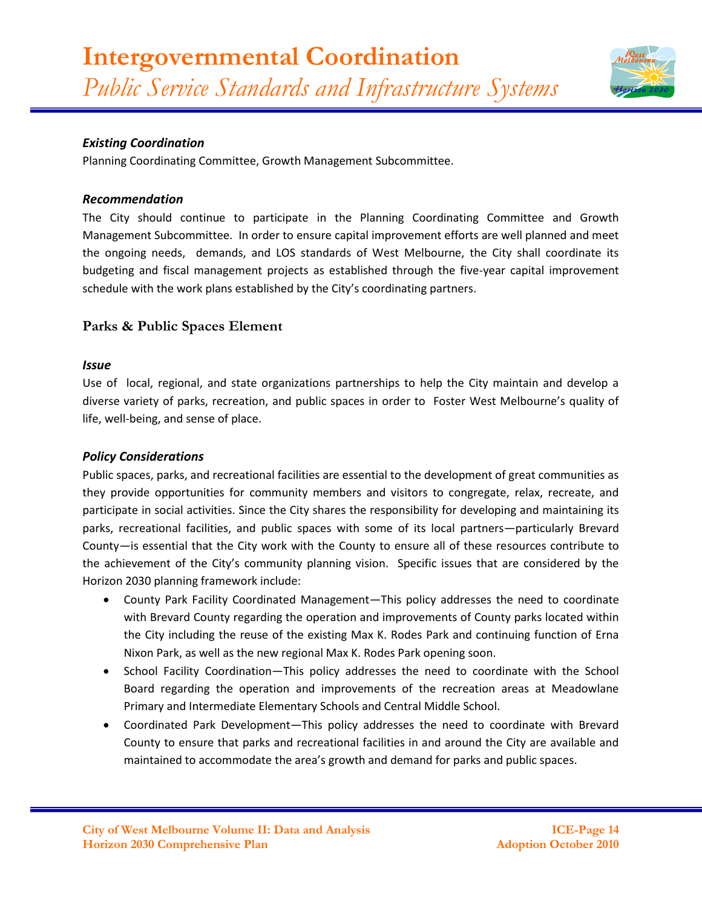### *Existing Coordination*

Planning Coordinating Committee, Growth Management Subcommittee.

### *Recommendation*

The City should continue to participate in the Planning Coordinating Committee and Growth Management Subcommittee. In order to ensure capital improvement efforts are well planned and meet the ongoing needs, demands, and LOS standards of West Melbourne, the City shall coordinate its budgeting and fiscal management projects as established through the five-year capital improvement schedule with the work plans established by the City's coordinating partners.

## Parks & Public Spaces Element

### *Issue*

Use of local, regional, and state organizations partnerships to help the City maintain and develop a diverse variety of parks, recreation, and public spaces in order to Foster West Melbourne's quality of life, well-being, and sense of place.

### *Policy Considerations*

Public spaces, parks, and recreational facilities are essential to the development of great communities as they provide opportunities for community members and visitors to congregate, relax, recreate, and participate in social activities. Since the City shares the responsibility for developing and maintaining its parks, recreational facilities, and public spaces with some of its local partners—particularly Brevard County—is essential that the City work with the County to ensure all of these resources contribute to the achievement of the City's community planning vision. Specific issues that are considered by the Horizon 2030 planning framework include:

- County Park Facility Coordinated Management—This policy addresses the need to coordinate with Brevard County regarding the operation and improvements of County parks located within the City including the reuse of the existing Max K. Rodes Park and continuing function of Erna Nixon Park, as well as the new regional Max K. Rodes Park opening soon.
- School Facility Coordination—This policy addresses the need to coordinate with the School Board regarding the operation and improvements of the recreation areas at Meadowlane Primary and Intermediate Elementary Schools and Central Middle School.
- Coordinated Park Development—This policy addresses the need to coordinate with Brevard County to ensure that parks and recreational facilities in and around the City are available and maintained to accommodate the area's growth and demand for parks and public spaces.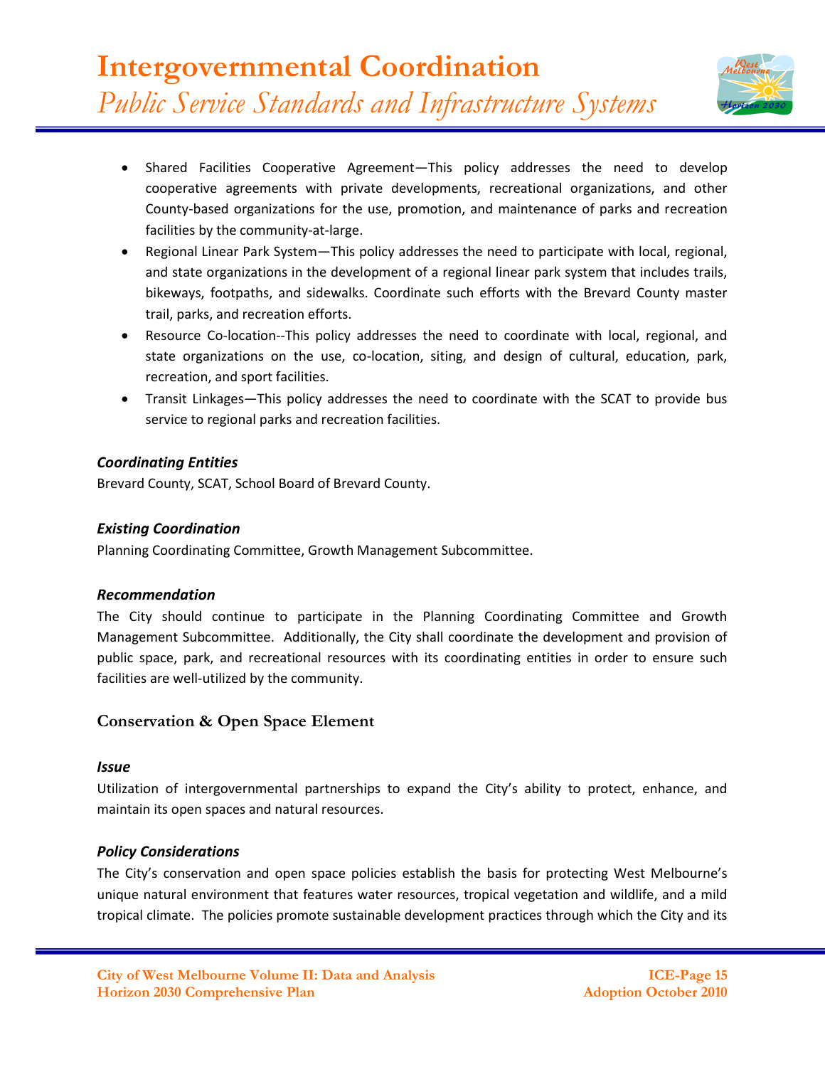- Shared Facilities Cooperative Agreement—This policy addresses the need to develop cooperative agreements with private developments, recreational organizations, and other County-based organizations for the use, promotion, and maintenance of parks and recreation facilities by the community-at-large.
- Regional Linear Park System—This policy addresses the need to participate with local, regional, and state organizations in the development of a regional linear park system that includes trails, bikeways, footpaths, and sidewalks. Coordinate such efforts with the Brevard County master trail, parks, and recreation efforts.
- Resource Co-location--This policy addresses the need to coordinate with local, regional, and state organizations on the use, co-location, siting, and design of cultural, education, park, recreation, and sport facilities.
- Transit Linkages—This policy addresses the need to coordinate with the SCAT to provide bus service to regional parks and recreation facilities.

***Coordinating Entities***

Brevard County, SCAT, School Board of Brevard County.

***Existing Coordination***

Planning Coordinating Committee, Growth Management Subcommittee.

***Recommendation***

The City should continue to participate in the Planning Coordinating Committee and Growth Management Subcommittee. Additionally, the City shall coordinate the development and provision of public space, park, and recreational resources with its coordinating entities in order to ensure such facilities are well-utilized by the community.

## Conservation & Open Space Element

***Issue***

Utilization of intergovernmental partnerships to expand the City's ability to protect, enhance, and maintain its open spaces and natural resources.

***Policy Considerations***

The City's conservation and open space policies establish the basis for protecting West Melbourne's unique natural environment that features water resources, tropical vegetation and wildlife, and a mild tropical climate. The policies promote sustainable development practices through which the City and its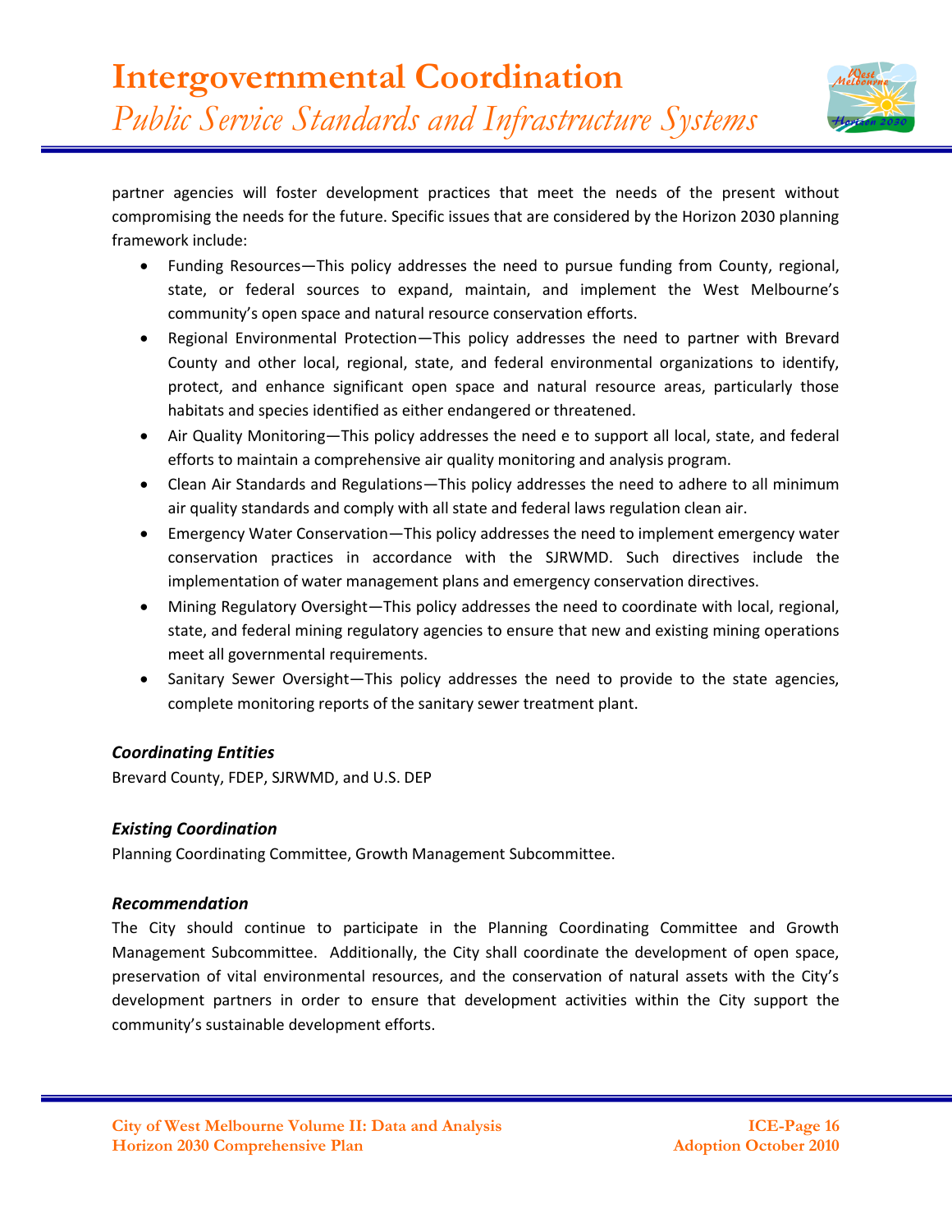partner agencies will foster development practices that meet the needs of the present without compromising the needs for the future. Specific issues that are considered by the Horizon 2030 planning framework include:

- Funding Resources—This policy addresses the need to pursue funding from County, regional, state, or federal sources to expand, maintain, and implement the West Melbourne's community's open space and natural resource conservation efforts.
- Regional Environmental Protection—This policy addresses the need to partner with Brevard County and other local, regional, state, and federal environmental organizations to identify, protect, and enhance significant open space and natural resource areas, particularly those habitats and species identified as either endangered or threatened.
- Air Quality Monitoring—This policy addresses the need e to support all local, state, and federal efforts to maintain a comprehensive air quality monitoring and analysis program.
- Clean Air Standards and Regulations—This policy addresses the need to adhere to all minimum air quality standards and comply with all state and federal laws regulation clean air.
- Emergency Water Conservation—This policy addresses the need to implement emergency water conservation practices in accordance with the SJRWMD. Such directives include the implementation of water management plans and emergency conservation directives.
- Mining Regulatory Oversight—This policy addresses the need to coordinate with local, regional, state, and federal mining regulatory agencies to ensure that new and existing mining operations meet all governmental requirements.
- Sanitary Sewer Oversight—This policy addresses the need to provide to the state agencies, complete monitoring reports of the sanitary sewer treatment plant.

### *Coordinating Entities*

Brevard County, FDEP, SJRWMD, and U.S. DEP

### *Existing Coordination*

Planning Coordinating Committee, Growth Management Subcommittee.

### *Recommendation*

The City should continue to participate in the Planning Coordinating Committee and Growth Management Subcommittee. Additionally, the City shall coordinate the development of open space, preservation of vital environmental resources, and the conservation of natural assets with the City's development partners in order to ensure that development activities within the City support the community's sustainable development efforts.